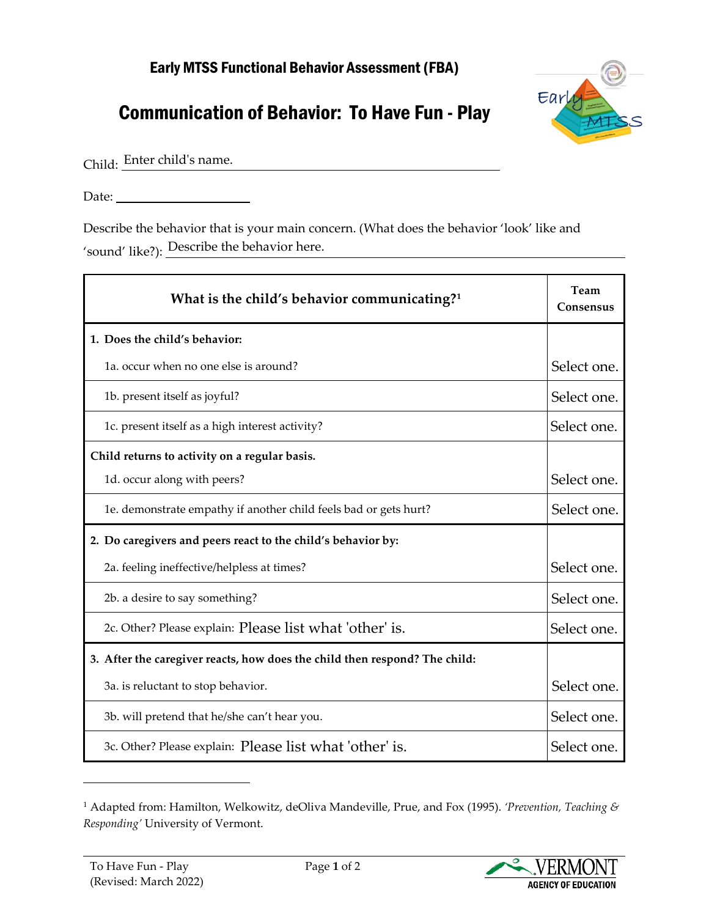# Early MTSS Functional Behavior Assessment (FBA)

## Communication of Behavior: To Have Fun - Play

Child: Enter child's name.

Date: ____________________

Describe the behavior that is your main concern. (What does the behavior 'look' like and 'sound' like?): Describe the behavior here.

| What is the child's behavior communicating?[1] | Team Consensus |
|---|---|
| **1. Does the child's behavior:** | |
| 1a. occur when no one else is around? | Select one. |
| 1b. present itself as joyful? | Select one. |
| 1c. present itself as a high interest activity? | Select one. |
| **Child returns to activity on a regular basis.** | |
| 1d. occur along with peers? | Select one. |
| 1e. demonstrate empathy if another child feels bad or gets hurt? | Select one. |
| **2. Do caregivers and peers react to the child's behavior by:** | |
| 2a. feeling ineffective/helpless at times? | Select one. |
| 2b. a desire to say something? | Select one. |
| 2c. Other? Please explain: Please list what 'other' is. | Select one. |
| **3. After the caregiver reacts, how does the child then respond? The child:** | |
| 3a. is reluctant to stop behavior. | Select one. |
| 3b. will pretend that he/she can't hear you. | Select one. |
| 3c. Other? Please explain: Please list what 'other' is. | Select one. |

---

[1] Adapted from: Hamilton, Welkowitz, deOliva Mandeville, Prue, and Fox (1995). *'Prevention, Teaching & Responding'* University of Vermont.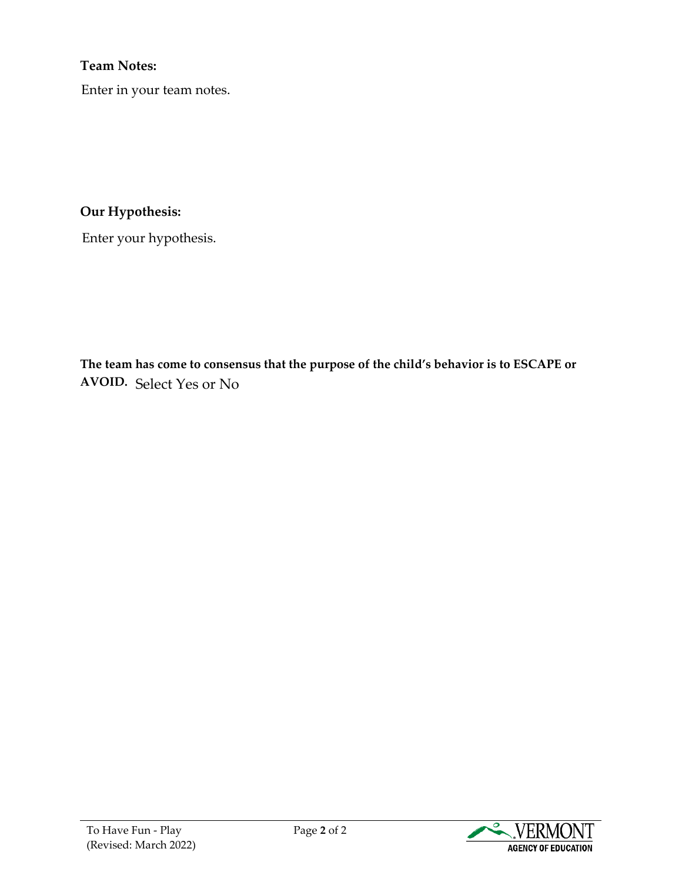**Team Notes:**

Enter in your team notes.

**Our Hypothesis:**

Enter your hypothesis.

**The team has come to consensus that the purpose of the child's behavior is to ESCAPE or AVOID.** Select Yes or No